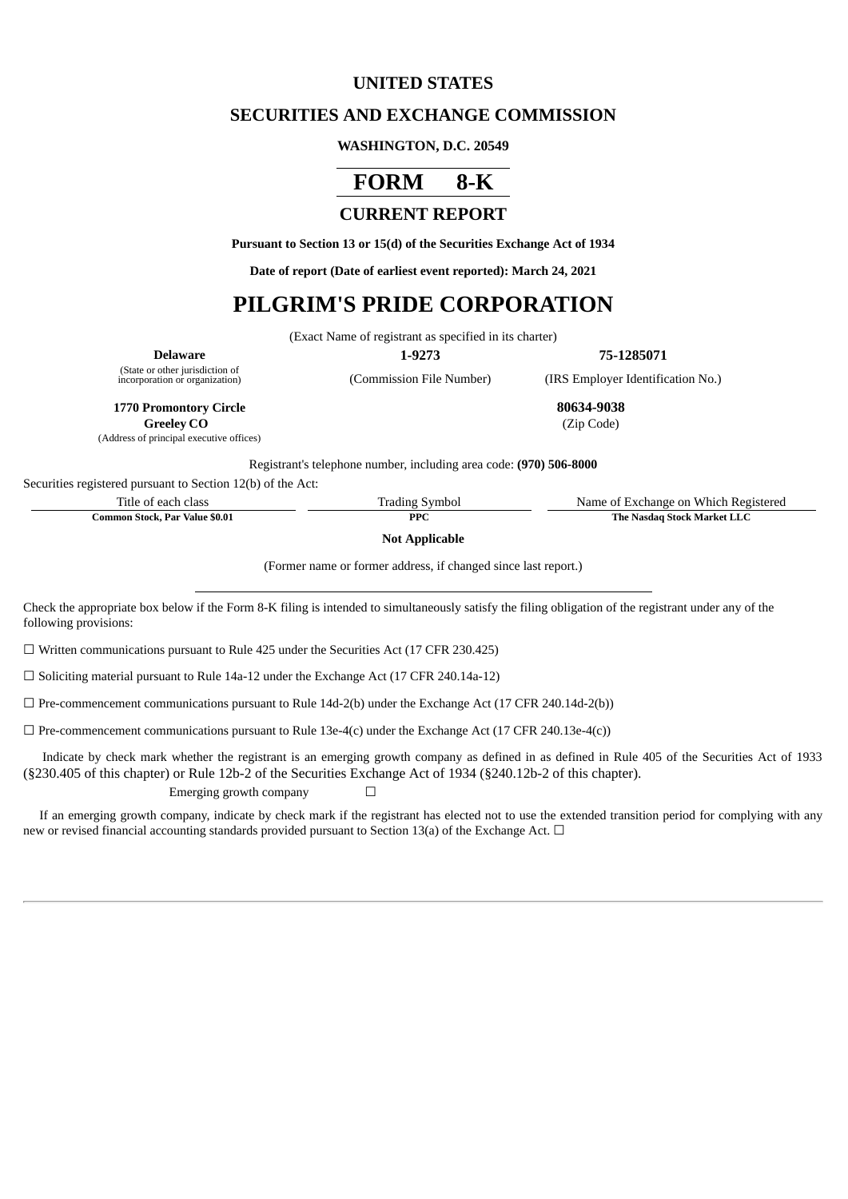# UNITED STATES

## SECURITIES AND EXCHANGE COMMISSION

**WASHINGTON, D.C. 20549**

# FORM 8-K

## CURRENT REPORT

**Pursuant to Section 13 or 15(d) of the Securities Exchange Act of 1934**

**Date of report (Date of earliest event reported): March 24, 2021**

# PILGRIM'S PRIDE CORPORATION

(Exact Name of registrant as specified in its charter)

| **Delaware** | **1-9273** | **75-1285071** |
|---|---|---|
| (State or other jurisdiction of incorporation or organization) | (Commission File Number) | (IRS Employer Identification No.) |

| **1770 Promontory Circle** **Greeley CO** | **80634-9038** |
|---|---|
| (Address of principal executive offices) | (Zip Code) |

Registrant's telephone number, including area code: **(970) 506-8000**

Securities registered pursuant to Section 12(b) of the Act:

| Title of each class | Trading Symbol | Name of Exchange on Which Registered |
|---|---|---|
| **Common Stock, Par Value $0.01** | **PPC** | **The Nasdaq Stock Market LLC** |

**Not Applicable**

(Former name or former address, if changed since last report.)

Check the appropriate box below if the Form 8-K filing is intended to simultaneously satisfy the filing obligation of the registrant under any of the following provisions:

☐ Written communications pursuant to Rule 425 under the Securities Act (17 CFR 230.425)

☐ Soliciting material pursuant to Rule 14a-12 under the Exchange Act (17 CFR 240.14a-12)

☐ Pre-commencement communications pursuant to Rule 14d-2(b) under the Exchange Act (17 CFR 240.14d-2(b))

☐ Pre-commencement communications pursuant to Rule 13e-4(c) under the Exchange Act (17 CFR 240.13e-4(c))

Indicate by check mark whether the registrant is an emerging growth company as defined in as defined in Rule 405 of the Securities Act of 1933 (§230.405 of this chapter) or Rule 12b-2 of the Securities Exchange Act of 1934 (§240.12b-2 of this chapter).

Emerging growth company ☐

If an emerging growth company, indicate by check mark if the registrant has elected not to use the extended transition period for complying with any new or revised financial accounting standards provided pursuant to Section 13(a) of the Exchange Act. ☐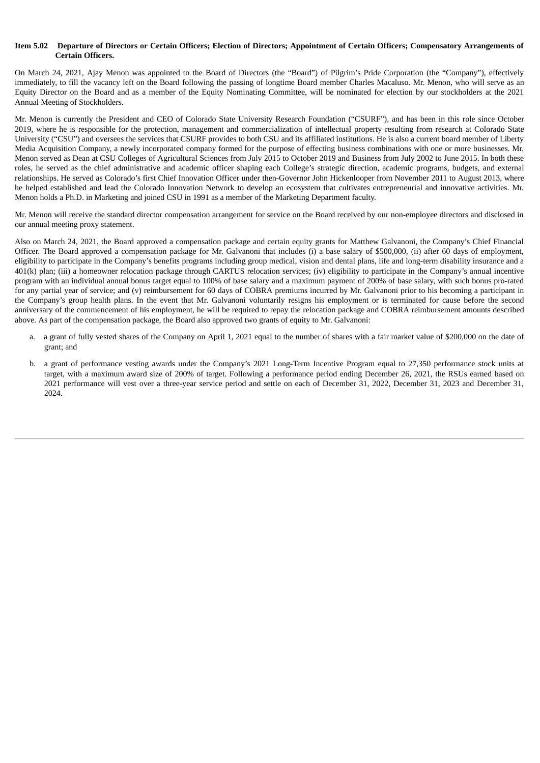**Item 5.02 Departure of Directors or Certain Officers; Election of Directors; Appointment of Certain Officers; Compensatory Arrangements of Certain Officers.**

On March 24, 2021, Ajay Menon was appointed to the Board of Directors (the "Board") of Pilgrim's Pride Corporation (the "Company"), effectively immediately, to fill the vacancy left on the Board following the passing of longtime Board member Charles Macaluso. Mr. Menon, who will serve as an Equity Director on the Board and as a member of the Equity Nominating Committee, will be nominated for election by our stockholders at the 2021 Annual Meeting of Stockholders.

Mr. Menon is currently the President and CEO of Colorado State University Research Foundation ("CSURF"), and has been in this role since October 2019, where he is responsible for the protection, management and commercialization of intellectual property resulting from research at Colorado State University ("CSU") and oversees the services that CSURF provides to both CSU and its affiliated institutions. He is also a current board member of Liberty Media Acquisition Company, a newly incorporated company formed for the purpose of effecting business combinations with one or more businesses. Mr. Menon served as Dean at CSU Colleges of Agricultural Sciences from July 2015 to October 2019 and Business from July 2002 to June 2015. In both these roles, he served as the chief administrative and academic officer shaping each College's strategic direction, academic programs, budgets, and external relationships. He served as Colorado's first Chief Innovation Officer under then-Governor John Hickenlooper from November 2011 to August 2013, where he helped established and lead the Colorado Innovation Network to develop an ecosystem that cultivates entrepreneurial and innovative activities. Mr. Menon holds a Ph.D. in Marketing and joined CSU in 1991 as a member of the Marketing Department faculty.

Mr. Menon will receive the standard director compensation arrangement for service on the Board received by our non-employee directors and disclosed in our annual meeting proxy statement.

Also on March 24, 2021, the Board approved a compensation package and certain equity grants for Matthew Galvanoni, the Company's Chief Financial Officer. The Board approved a compensation package for Mr. Galvanoni that includes (i) a base salary of $500,000, (ii) after 60 days of employment, eligibility to participate in the Company's benefits programs including group medical, vision and dental plans, life and long-term disability insurance and a 401(k) plan; (iii) a homeowner relocation package through CARTUS relocation services; (iv) eligibility to participate in the Company's annual incentive program with an individual annual bonus target equal to 100% of base salary and a maximum payment of 200% of base salary, with such bonus pro-rated for any partial year of service; and (v) reimbursement for 60 days of COBRA premiums incurred by Mr. Galvanoni prior to his becoming a participant in the Company's group health plans. In the event that Mr. Galvanoni voluntarily resigns his employment or is terminated for cause before the second anniversary of the commencement of his employment, he will be required to repay the relocation package and COBRA reimbursement amounts described above. As part of the compensation package, the Board also approved two grants of equity to Mr. Galvanoni:

a. a grant of fully vested shares of the Company on April 1, 2021 equal to the number of shares with a fair market value of $200,000 on the date of grant; and

b. a grant of performance vesting awards under the Company's 2021 Long-Term Incentive Program equal to 27,350 performance stock units at target, with a maximum award size of 200% of target. Following a performance period ending December 26, 2021, the RSUs earned based on 2021 performance will vest over a three-year service period and settle on each of December 31, 2022, December 31, 2023 and December 31, 2024.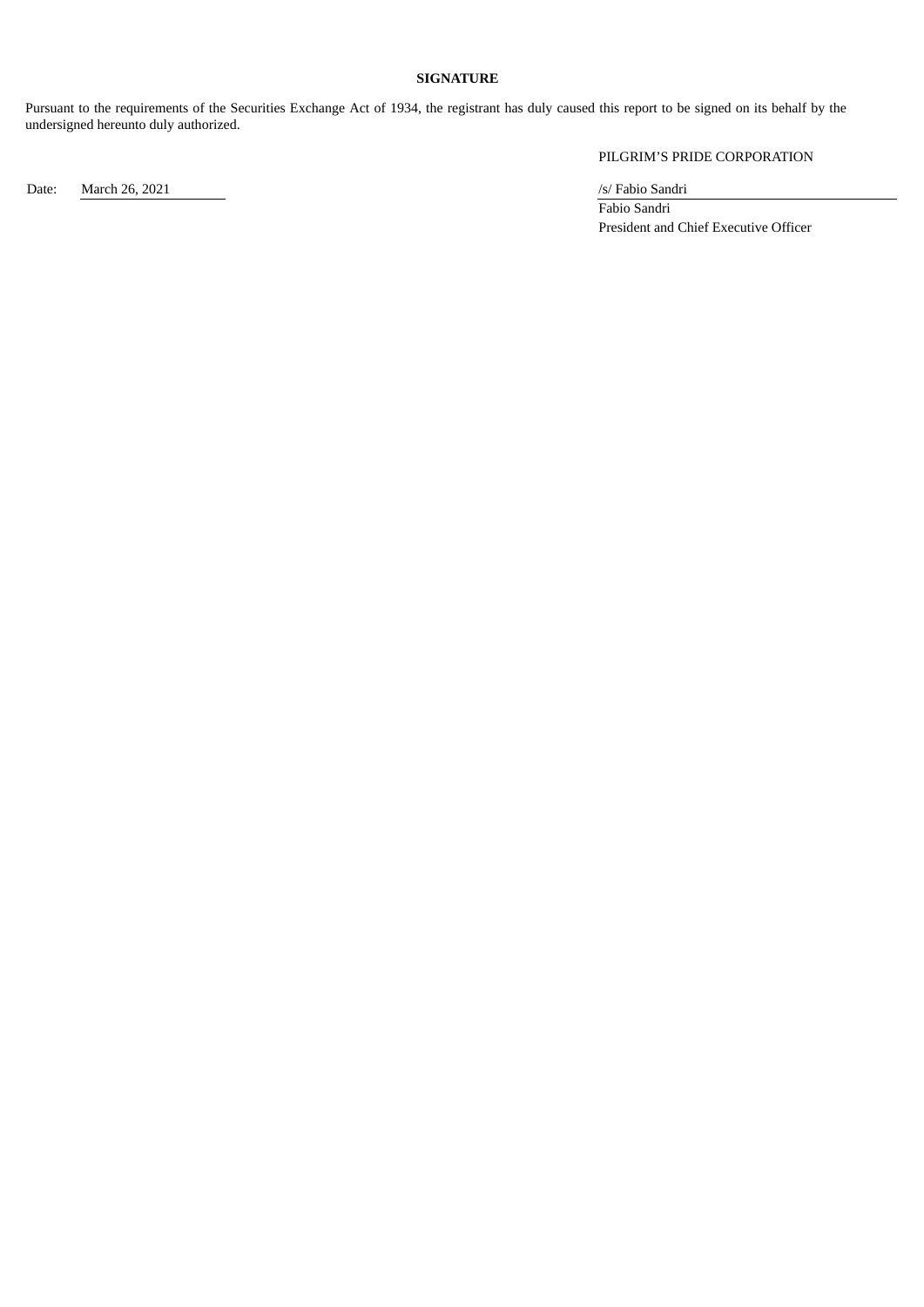**SIGNATURE**

Pursuant to the requirements of the Securities Exchange Act of 1934, the registrant has duly caused this report to be signed on its behalf by the undersigned hereunto duly authorized.

PILGRIM'S PRIDE CORPORATION

Date: March 26, 2021

/s/ Fabio Sandri

Fabio Sandri
President and Chief Executive Officer